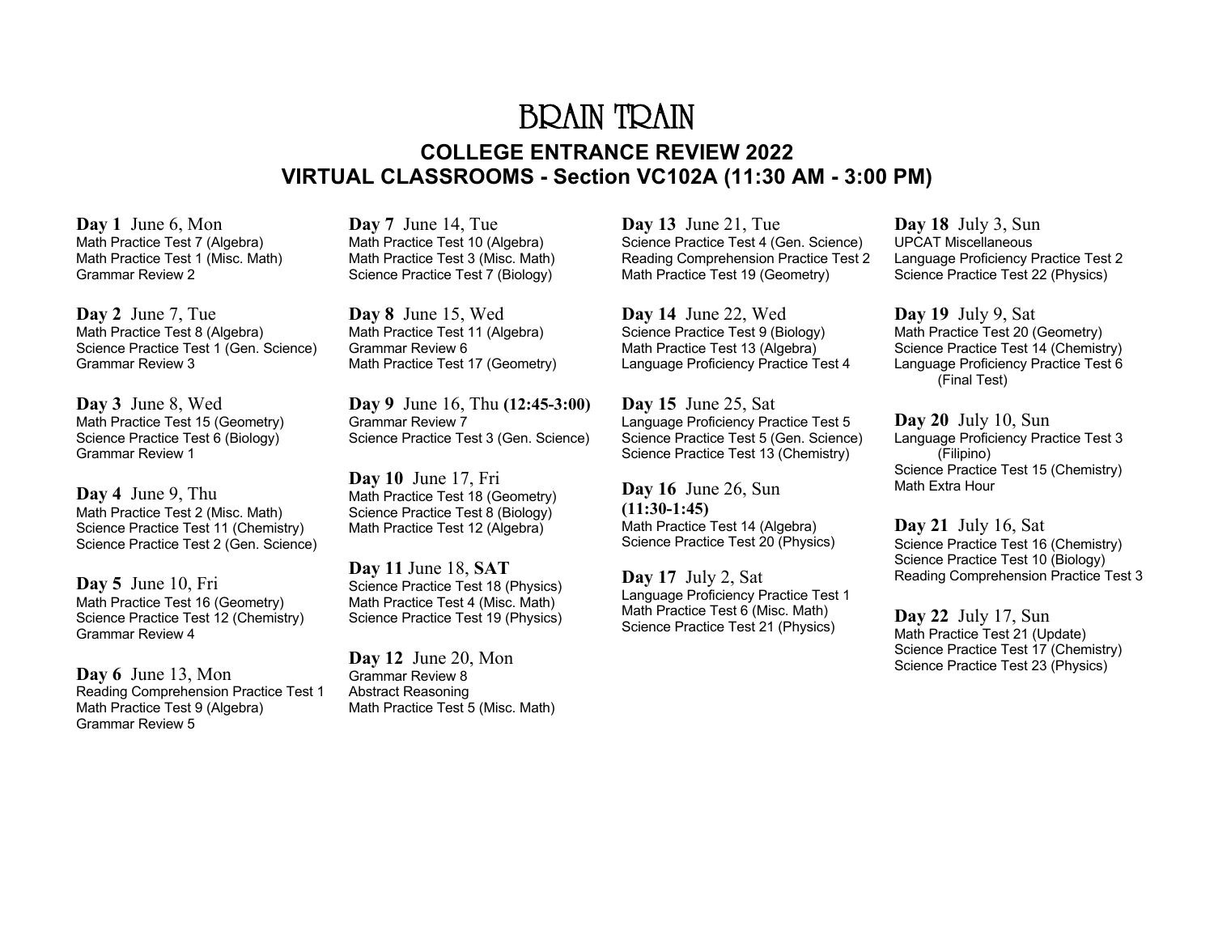# BRAIN TRAIN

## COLLEGE ENTRANCE REVIEW 2022
## VIRTUAL CLASSROOMS - Section VC102A (11:30 AM - 3:00 PM)

**Day 1** June 6, Mon
Math Practice Test 7 (Algebra)
Math Practice Test 1 (Misc. Math)
Grammar Review 2

**Day 2** June 7, Tue
Math Practice Test 8 (Algebra)
Science Practice Test 1 (Gen. Science)
Grammar Review 3

**Day 3** June 8, Wed
Math Practice Test 15 (Geometry)
Science Practice Test 6 (Biology)
Grammar Review 1

**Day 4** June 9, Thu
Math Practice Test 2 (Misc. Math)
Science Practice Test 11 (Chemistry)
Science Practice Test 2 (Gen. Science)

**Day 5** June 10, Fri
Math Practice Test 16 (Geometry)
Science Practice Test 12 (Chemistry)
Grammar Review 4

**Day 6** June 13, Mon
Reading Comprehension Practice Test 1
Math Practice Test 9 (Algebra)
Grammar Review 5

**Day 7** June 14, Tue
Math Practice Test 10 (Algebra)
Math Practice Test 3 (Misc. Math)
Science Practice Test 7 (Biology)

**Day 8** June 15, Wed
Math Practice Test 11 (Algebra)
Grammar Review 6
Math Practice Test 17 (Geometry)

**Day 9** June 16, Thu **(12:45-3:00)**
Grammar Review 7
Science Practice Test 3 (Gen. Science)

**Day 10** June 17, Fri
Math Practice Test 18 (Geometry)
Science Practice Test 8 (Biology)
Math Practice Test 12 (Algebra)

**Day 11** June 18, **SAT**
Science Practice Test 18 (Physics)
Math Practice Test 4 (Misc. Math)
Science Practice Test 19 (Physics)

**Day 12** June 20, Mon
Grammar Review 8
Abstract Reasoning
Math Practice Test 5 (Misc. Math)

**Day 13** June 21, Tue
Science Practice Test 4 (Gen. Science)
Reading Comprehension Practice Test 2
Math Practice Test 19 (Geometry)

**Day 14** June 22, Wed
Science Practice Test 9 (Biology)
Math Practice Test 13 (Algebra)
Language Proficiency Practice Test 4

**Day 15** June 25, Sat
Language Proficiency Practice Test 5
Science Practice Test 5 (Gen. Science)
Science Practice Test 13 (Chemistry)

**Day 16** June 26, Sun **(11:30-1:45)**
Math Practice Test 14 (Algebra)
Science Practice Test 20 (Physics)

**Day 17** July 2, Sat
Language Proficiency Practice Test 1
Math Practice Test 6 (Misc. Math)
Science Practice Test 21 (Physics)

**Day 18** July 3, Sun
UPCAT Miscellaneous
Language Proficiency Practice Test 2
Science Practice Test 22 (Physics)

**Day 19** July 9, Sat
Math Practice Test 20 (Geometry)
Science Practice Test 14 (Chemistry)
Language Proficiency Practice Test 6 (Final Test)

**Day 20** July 10, Sun
Language Proficiency Practice Test 3 (Filipino)
Science Practice Test 15 (Chemistry)
Math Extra Hour

**Day 21** July 16, Sat
Science Practice Test 16 (Chemistry)
Science Practice Test 10 (Biology)
Reading Comprehension Practice Test 3

**Day 22** July 17, Sun
Math Practice Test 21 (Update)
Science Practice Test 17 (Chemistry)
Science Practice Test 23 (Physics)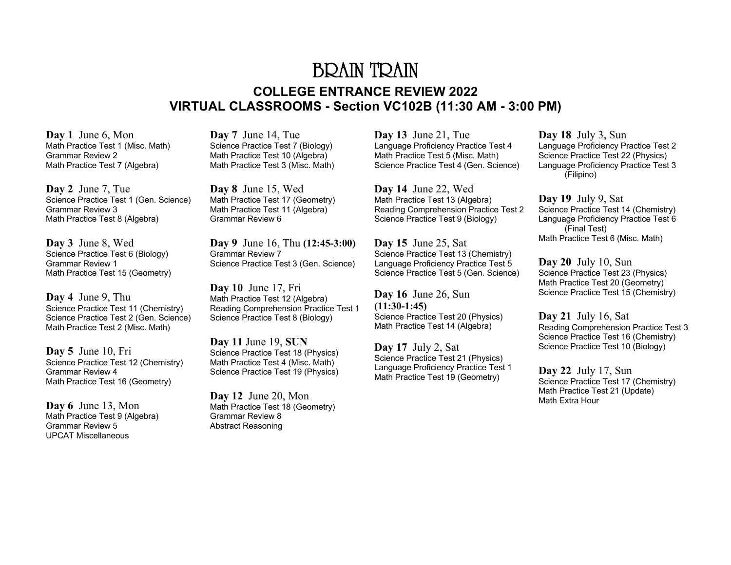# BRAIN TRAIN

## COLLEGE ENTRANCE REVIEW 2022
## VIRTUAL CLASSROOMS - Section VC102B (11:30 AM - 3:00 PM)

**Day 1** June 6, Mon
Math Practice Test 1 (Misc. Math)
Grammar Review 2
Math Practice Test 7 (Algebra)

**Day 2** June 7, Tue
Science Practice Test 1 (Gen. Science)
Grammar Review 3
Math Practice Test 8 (Algebra)

**Day 3** June 8, Wed
Science Practice Test 6 (Biology)
Grammar Review 1
Math Practice Test 15 (Geometry)

**Day 4** June 9, Thu
Science Practice Test 11 (Chemistry)
Science Practice Test 2 (Gen. Science)
Math Practice Test 2 (Misc. Math)

**Day 5** June 10, Fri
Science Practice Test 12 (Chemistry)
Grammar Review 4
Math Practice Test 16 (Geometry)

**Day 6** June 13, Mon
Math Practice Test 9 (Algebra)
Grammar Review 5
UPCAT Miscellaneous

**Day 7** June 14, Tue
Science Practice Test 7 (Biology)
Math Practice Test 10 (Algebra)
Math Practice Test 3 (Misc. Math)

**Day 8** June 15, Wed
Math Practice Test 17 (Geometry)
Math Practice Test 11 (Algebra)
Grammar Review 6

**Day 9** June 16, Thu **(12:45-3:00)**
Grammar Review 7
Science Practice Test 3 (Gen. Science)

**Day 10** June 17, Fri
Math Practice Test 12 (Algebra)
Reading Comprehension Practice Test 1
Science Practice Test 8 (Biology)

**Day 11** June 19, **SUN**
Science Practice Test 18 (Physics)
Math Practice Test 4 (Misc. Math)
Science Practice Test 19 (Physics)

**Day 12** June 20, Mon
Math Practice Test 18 (Geometry)
Grammar Review 8
Abstract Reasoning

**Day 13** June 21, Tue
Language Proficiency Practice Test 4
Math Practice Test 5 (Misc. Math)
Science Practice Test 4 (Gen. Science)

**Day 14** June 22, Wed
Math Practice Test 13 (Algebra)
Reading Comprehension Practice Test 2
Science Practice Test 9 (Biology)

**Day 15** June 25, Sat
Science Practice Test 13 (Chemistry)
Language Proficiency Practice Test 5
Science Practice Test 5 (Gen. Science)

**Day 16** June 26, Sun **(11:30-1:45)**
Science Practice Test 20 (Physics)
Math Practice Test 14 (Algebra)

**Day 17** July 2, Sat
Science Practice Test 21 (Physics)
Language Proficiency Practice Test 1
Math Practice Test 19 (Geometry)

**Day 18** July 3, Sun
Language Proficiency Practice Test 2
Science Practice Test 22 (Physics)
Language Proficiency Practice Test 3 (Filipino)

**Day 19** July 9, Sat
Science Practice Test 14 (Chemistry)
Language Proficiency Practice Test 6 (Final Test)
Math Practice Test 6 (Misc. Math)

**Day 20** July 10, Sun
Science Practice Test 23 (Physics)
Math Practice Test 20 (Geometry)
Science Practice Test 15 (Chemistry)

**Day 21** July 16, Sat
Reading Comprehension Practice Test 3
Science Practice Test 16 (Chemistry)
Science Practice Test 10 (Biology)

**Day 22** July 17, Sun
Science Practice Test 17 (Chemistry)
Math Practice Test 21 (Update)
Math Extra Hour